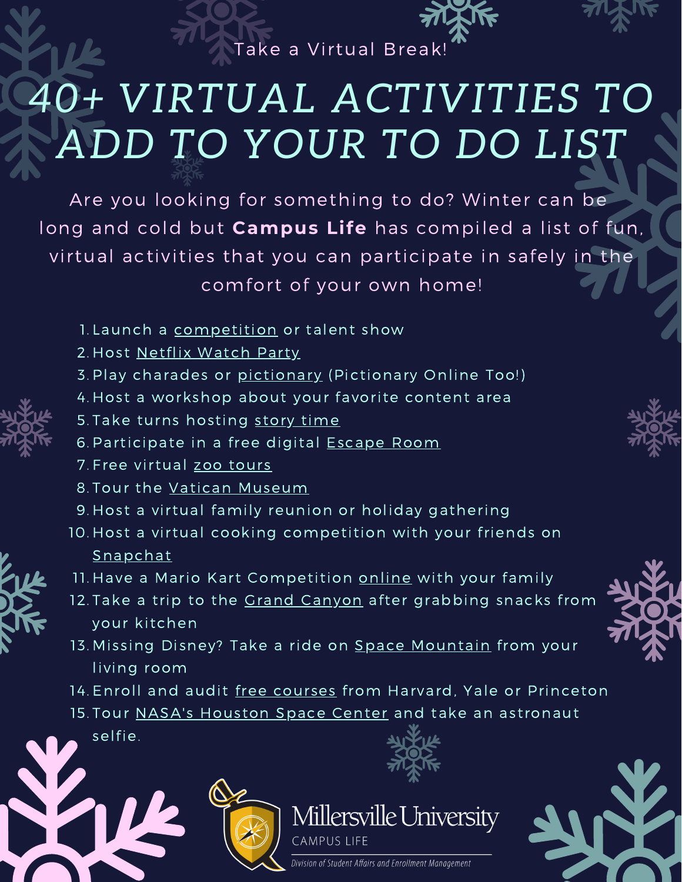Take a Virtual Break!

# 40+ VIRTUAL ACTIVITIES TO ADD TO YOUR TO DO LIST

Are you looking for something to do? Winter can be long and cold but **Campus Life** has compiled a list of fun, virtual activities that you can participate in safely in the comfort of your own home!

1. Launch a competition or talent show
2. Host Netflix Watch Party
3. Play charades or pictionary (Pictionary Online Too!)
4. Host a workshop about your favorite content area
5. Take turns hosting story time
6. Participate in a free digital Escape Room
7. Free virtual zoo tours
8. Tour the Vatican Museum
9. Host a virtual family reunion or holiday gathering
10. Host a virtual cooking competition with your friends on Snapchat
11. Have a Mario Kart Competition online with your family
12. Take a trip to the Grand Canyon after grabbing snacks from your kitchen
13. Missing Disney? Take a ride on Space Mountain from your living room
14. Enroll and audit free courses from Harvard, Yale or Princeton
15. Tour NASA's Houston Space Center and take an astronaut selfie.

Millersville University
CAMPUS LIFE
Division of Student Affairs and Enrollment Management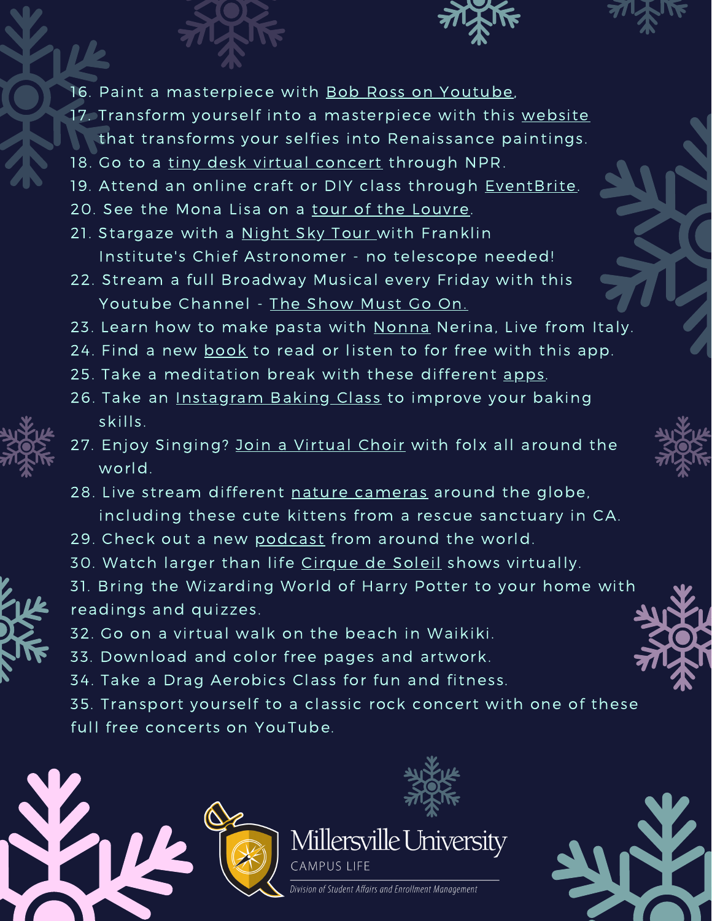16. Paint a masterpiece with Bob Ross on Youtube.
17. Transform yourself into a masterpiece with this website that transforms your selfies into Renaissance paintings.
18. Go to a tiny desk virtual concert through NPR.
19. Attend an online craft or DIY class through EventBrite.
20. See the Mona Lisa on a tour of the Louvre.
21. Stargaze with a Night Sky Tour with Franklin Institute's Chief Astronomer - no telescope needed!
22. Stream a full Broadway Musical every Friday with this Youtube Channel - The Show Must Go On.
23. Learn how to make pasta with Nonna Nerina, Live from Italy.
24. Find a new book to read or listen to for free with this app.
25. Take a meditation break with these different apps.
26. Take an Instagram Baking Class to improve your baking skills.
27. Enjoy Singing? Join a Virtual Choir with folx all around the world.
28. Live stream different nature cameras around the globe, including these cute kittens from a rescue sanctuary in CA.
29. Check out a new podcast from around the world.
30. Watch larger than life Cirque de Soleil shows virtually.
31. Bring the Wizarding World of Harry Potter to your home with readings and quizzes.
32. Go on a virtual walk on the beach in Waikiki.
33. Download and color free pages and artwork.
34. Take a Drag Aerobics Class for fun and fitness.
35. Transport yourself to a classic rock concert with one of these full free concerts on YouTube.

Millersville University
CAMPUS LIFE
*Division of Student Affairs and Enrollment Management*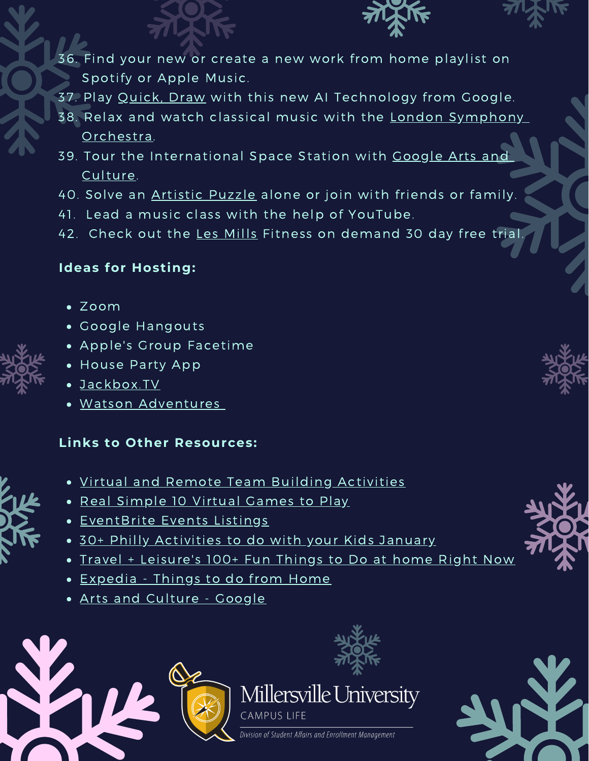36. Find your new or create a new work from home playlist on Spotify or Apple Music.
37. Play Quick, Draw with this new AI Technology from Google.
38. Relax and watch classical music with the London Symphony Orchestra.
39. Tour the International Space Station with Google Arts and Culture.
40. Solve an Artistic Puzzle alone or join with friends or family.
41. Lead a music class with the help of YouTube.
42. Check out the Les Mills Fitness on demand 30 day free trial.

**Ideas for Hosting:**

- Zoom
- Google Hangouts
- Apple's Group Facetime
- House Party App
- Jackbox.TV
- Watson Adventures

**Links to Other Resources:**

- Virtual and Remote Team Building Activities
- Real Simple 10 Virtual Games to Play
- EventBrite Events Listings
- 30+ Philly Activities to do with your Kids January
- Travel + Leisure's 100+ Fun Things to Do at home Right Now
- Expedia - Things to do from Home
- Arts and Culture - Google

Millersville University
CAMPUS LIFE
*Division of Student Affairs and Enrollment Management*